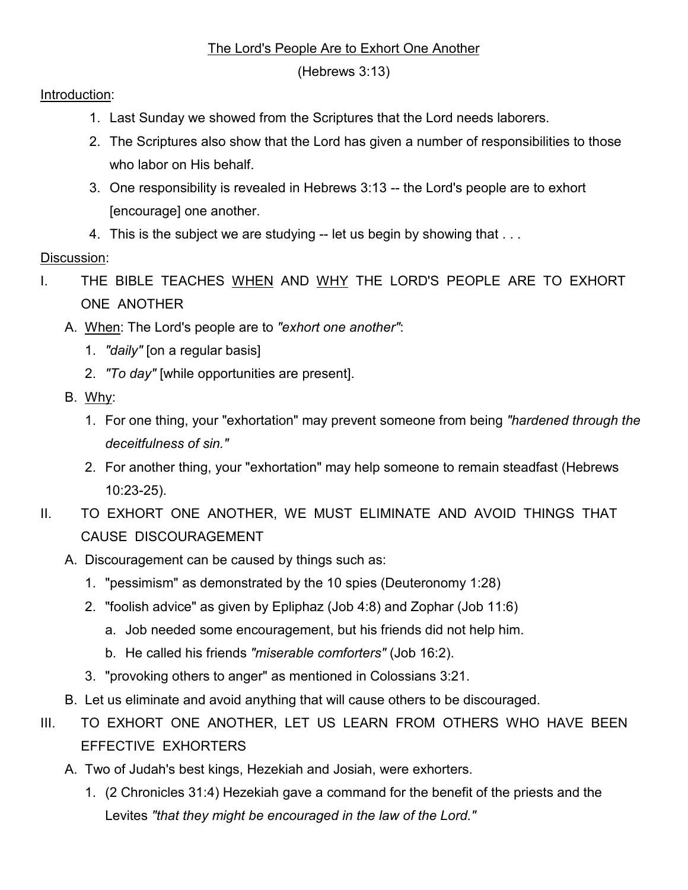# The Lord's People Are to Exhort One Another

(Hebrews 3:13)

Introduction:

1. Last Sunday we showed from the Scriptures that the Lord needs laborers.
2. The Scriptures also show that the Lord has given a number of responsibilities to those who labor on His behalf.
3. One responsibility is revealed in Hebrews 3:13 -- the Lord's people are to exhort [encourage] one another.
4. This is the subject we are studying -- let us begin by showing that . . .

Discussion:

I. THE BIBLE TEACHES WHEN AND WHY THE LORD'S PEOPLE ARE TO EXHORT ONE ANOTHER

   A. When: The Lord's people are to *"exhort one another"*:

      1. *"daily"* [on a regular basis]
      2. *"To day"* [while opportunities are present].

   B. Why:

      1. For one thing, your "exhortation" may prevent someone from being *"hardened through the deceitfulness of sin."*
      2. For another thing, your "exhortation" may help someone to remain steadfast (Hebrews 10:23-25).

II. TO EXHORT ONE ANOTHER, WE MUST ELIMINATE AND AVOID THINGS THAT CAUSE DISCOURAGEMENT

   A. Discouragement can be caused by things such as:

      1. "pessimism" as demonstrated by the 10 spies (Deuteronomy 1:28)
      2. "foolish advice" as given by Epliphaz (Job 4:8) and Zophar (Job 11:6)
         a. Job needed some encouragement, but his friends did not help him.
         b. He called his friends *"miserable comforters"* (Job 16:2).
      3. "provoking others to anger" as mentioned in Colossians 3:21.

   B. Let us eliminate and avoid anything that will cause others to be discouraged.

III. TO EXHORT ONE ANOTHER, LET US LEARN FROM OTHERS WHO HAVE BEEN EFFECTIVE EXHORTERS

   A. Two of Judah's best kings, Hezekiah and Josiah, were exhorters.

      1. (2 Chronicles 31:4) Hezekiah gave a command for the benefit of the priests and the Levites *"that they might be encouraged in the law of the Lord."*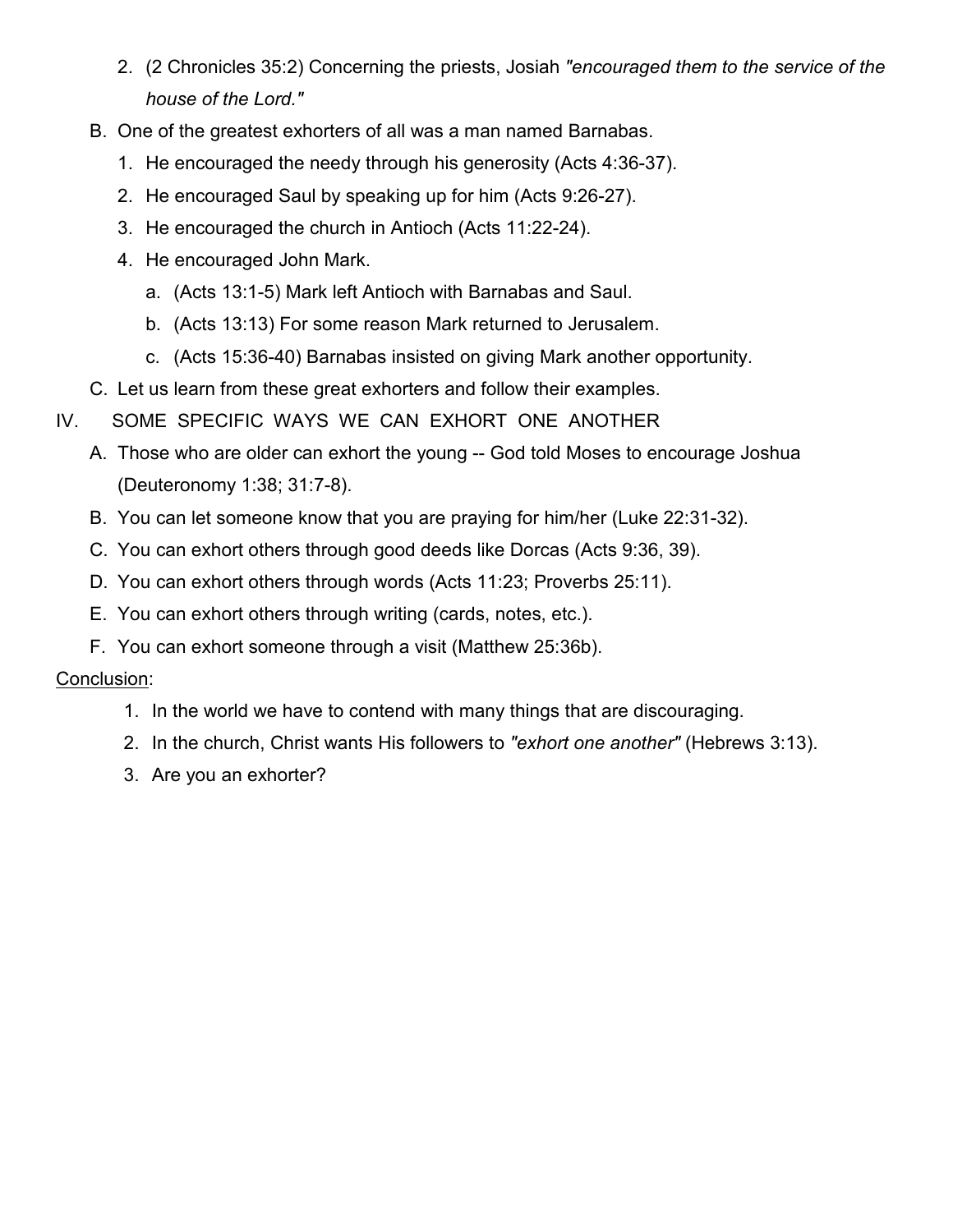2. (2 Chronicles 35:2) Concerning the priests, Josiah *"encouraged them to the service of the house of the Lord."*

B. One of the greatest exhorters of all was a man named Barnabas.

1. He encouraged the needy through his generosity (Acts 4:36-37).
2. He encouraged Saul by speaking up for him (Acts 9:26-27).
3. He encouraged the church in Antioch (Acts 11:22-24).
4. He encouraged John Mark.
    a. (Acts 13:1-5) Mark left Antioch with Barnabas and Saul.
    b. (Acts 13:13) For some reason Mark returned to Jerusalem.
    c. (Acts 15:36-40) Barnabas insisted on giving Mark another opportunity.

C. Let us learn from these great exhorters and follow their examples.

IV. SOME SPECIFIC WAYS WE CAN EXHORT ONE ANOTHER

A. Those who are older can exhort the young -- God told Moses to encourage Joshua (Deuteronomy 1:38; 31:7-8).

B. You can let someone know that you are praying for him/her (Luke 22:31-32).

C. You can exhort others through good deeds like Dorcas (Acts 9:36, 39).

D. You can exhort others through words (Acts 11:23; Proverbs 25:11).

E. You can exhort others through writing (cards, notes, etc.).

F. You can exhort someone through a visit (Matthew 25:36b).

Conclusion:

1. In the world we have to contend with many things that are discouraging.
2. In the church, Christ wants His followers to *"exhort one another"* (Hebrews 3:13).
3. Are you an exhorter?